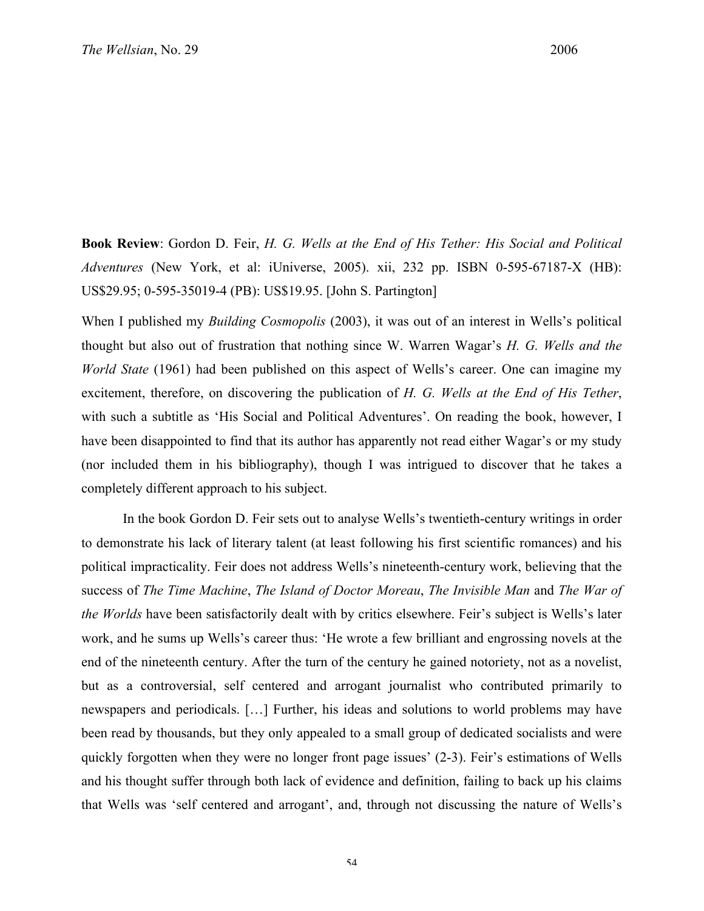**Book Review**: Gordon D. Feir, *H. G. Wells at the End of His Tether: His Social and Political Adventures* (New York, et al: iUniverse, 2005). xii, 232 pp. ISBN 0-595-67187-X (HB): US$29.95; 0-595-35019-4 (PB): US$19.95. [John S. Partington]

When I published my *Building Cosmopolis* (2003), it was out of an interest in Wells's political thought but also out of frustration that nothing since W. Warren Wagar's *H. G. Wells and the World State* (1961) had been published on this aspect of Wells's career. One can imagine my excitement, therefore, on discovering the publication of *H. G. Wells at the End of His Tether*, with such a subtitle as 'His Social and Political Adventures'. On reading the book, however, I have been disappointed to find that its author has apparently not read either Wagar's or my study (nor included them in his bibliography), though I was intrigued to discover that he takes a completely different approach to his subject.

In the book Gordon D. Feir sets out to analyse Wells's twentieth-century writings in order to demonstrate his lack of literary talent (at least following his first scientific romances) and his political impracticality. Feir does not address Wells's nineteenth-century work, believing that the success of *The Time Machine*, *The Island of Doctor Moreau*, *The Invisible Man* and *The War of the Worlds* have been satisfactorily dealt with by critics elsewhere. Feir's subject is Wells's later work, and he sums up Wells's career thus: 'He wrote a few brilliant and engrossing novels at the end of the nineteenth century. After the turn of the century he gained notoriety, not as a novelist, but as a controversial, self centered and arrogant journalist who contributed primarily to newspapers and periodicals. […] Further, his ideas and solutions to world problems may have been read by thousands, but they only appealed to a small group of dedicated socialists and were quickly forgotten when they were no longer front page issues' (2-3). Feir's estimations of Wells and his thought suffer through both lack of evidence and definition, failing to back up his claims that Wells was 'self centered and arrogant', and, through not discussing the nature of Wells's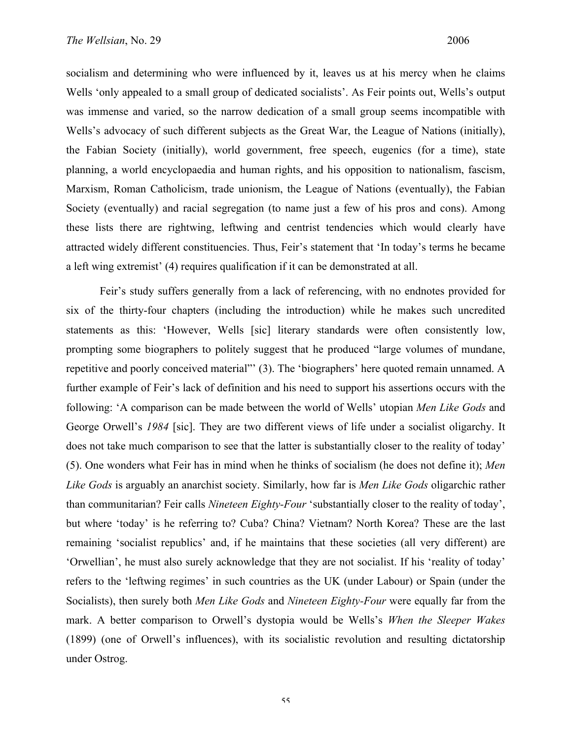socialism and determining who were influenced by it, leaves us at his mercy when he claims Wells 'only appealed to a small group of dedicated socialists'. As Feir points out, Wells's output was immense and varied, so the narrow dedication of a small group seems incompatible with Wells's advocacy of such different subjects as the Great War, the League of Nations (initially), the Fabian Society (initially), world government, free speech, eugenics (for a time), state planning, a world encyclopaedia and human rights, and his opposition to nationalism, fascism, Marxism, Roman Catholicism, trade unionism, the League of Nations (eventually), the Fabian Society (eventually) and racial segregation (to name just a few of his pros and cons). Among these lists there are rightwing, leftwing and centrist tendencies which would clearly have attracted widely different constituencies. Thus, Feir's statement that 'In today's terms he became a left wing extremist' (4) requires qualification if it can be demonstrated at all.

Feir's study suffers generally from a lack of referencing, with no endnotes provided for six of the thirty-four chapters (including the introduction) while he makes such uncredited statements as this: 'However, Wells [sic] literary standards were often consistently low, prompting some biographers to politely suggest that he produced "large volumes of mundane, repetitive and poorly conceived material"' (3). The 'biographers' here quoted remain unnamed. A further example of Feir's lack of definition and his need to support his assertions occurs with the following: 'A comparison can be made between the world of Wells' utopian *Men Like Gods* and George Orwell's *1984* [sic]. They are two different views of life under a socialist oligarchy. It does not take much comparison to see that the latter is substantially closer to the reality of today' (5). One wonders what Feir has in mind when he thinks of socialism (he does not define it); *Men Like Gods* is arguably an anarchist society. Similarly, how far is *Men Like Gods* oligarchic rather than communitarian? Feir calls *Nineteen Eighty-Four* 'substantially closer to the reality of today', but where 'today' is he referring to? Cuba? China? Vietnam? North Korea? These are the last remaining 'socialist republics' and, if he maintains that these societies (all very different) are 'Orwellian', he must also surely acknowledge that they are not socialist. If his 'reality of today' refers to the 'leftwing regimes' in such countries as the UK (under Labour) or Spain (under the Socialists), then surely both *Men Like Gods* and *Nineteen Eighty-Four* were equally far from the mark. A better comparison to Orwell's dystopia would be Wells's *When the Sleeper Wakes* (1899) (one of Orwell's influences), with its socialistic revolution and resulting dictatorship under Ostrog.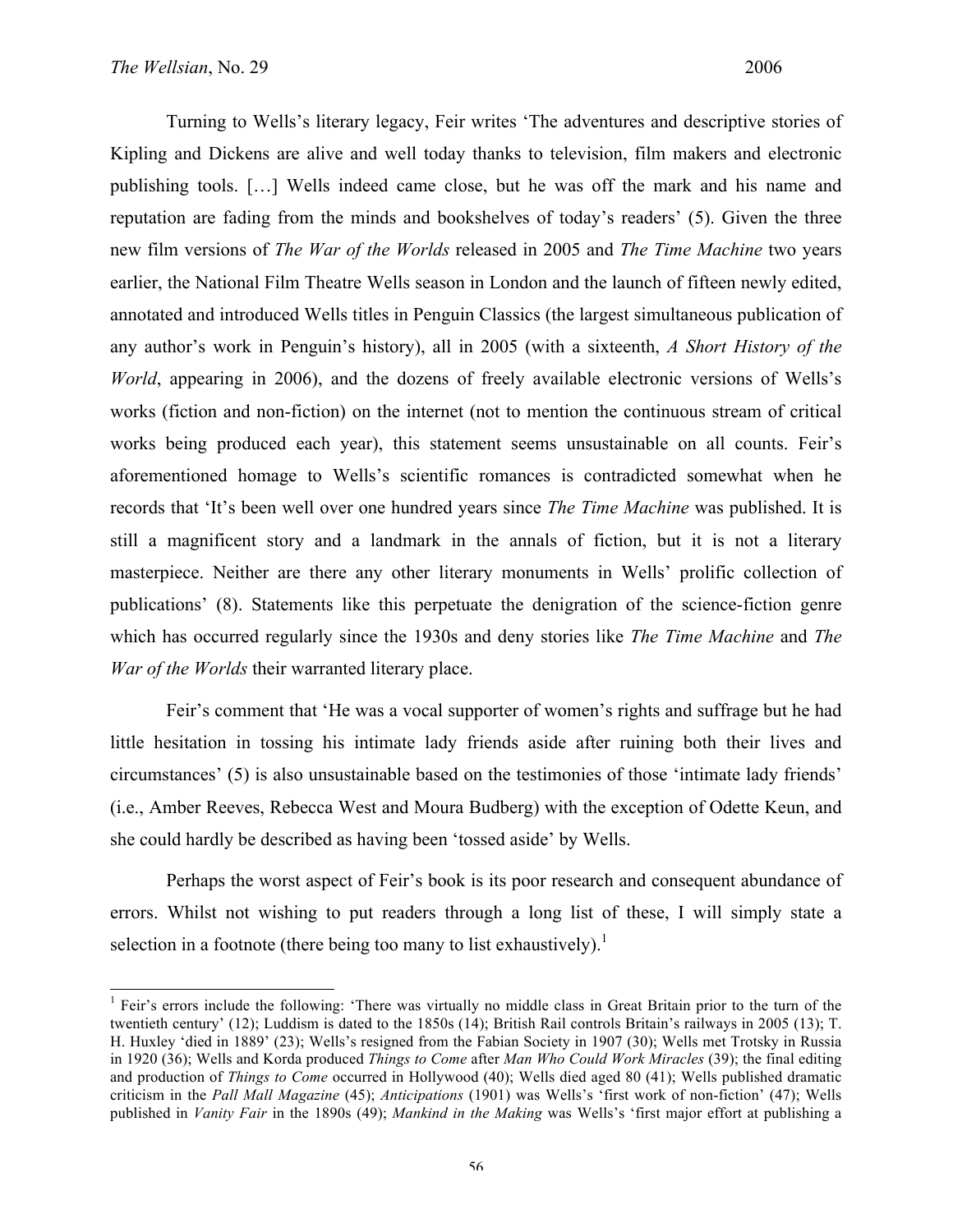Turning to Wells's literary legacy, Feir writes 'The adventures and descriptive stories of Kipling and Dickens are alive and well today thanks to television, film makers and electronic publishing tools. […] Wells indeed came close, but he was off the mark and his name and reputation are fading from the minds and bookshelves of today's readers' (5). Given the three new film versions of *The War of the Worlds* released in 2005 and *The Time Machine* two years earlier, the National Film Theatre Wells season in London and the launch of fifteen newly edited, annotated and introduced Wells titles in Penguin Classics (the largest simultaneous publication of any author's work in Penguin's history), all in 2005 (with a sixteenth, *A Short History of the World*, appearing in 2006), and the dozens of freely available electronic versions of Wells's works (fiction and non-fiction) on the internet (not to mention the continuous stream of critical works being produced each year), this statement seems unsustainable on all counts. Feir's aforementioned homage to Wells's scientific romances is contradicted somewhat when he records that 'It's been well over one hundred years since *The Time Machine* was published. It is still a magnificent story and a landmark in the annals of fiction, but it is not a literary masterpiece. Neither are there any other literary monuments in Wells' prolific collection of publications' (8). Statements like this perpetuate the denigration of the science-fiction genre which has occurred regularly since the 1930s and deny stories like *The Time Machine* and *The War of the Worlds* their warranted literary place.

Feir's comment that 'He was a vocal supporter of women's rights and suffrage but he had little hesitation in tossing his intimate lady friends aside after ruining both their lives and circumstances' (5) is also unsustainable based on the testimonies of those 'intimate lady friends' (i.e., Amber Reeves, Rebecca West and Moura Budberg) with the exception of Odette Keun, and she could hardly be described as having been 'tossed aside' by Wells.

Perhaps the worst aspect of Feir's book is its poor research and consequent abundance of errors. Whilst not wishing to put readers through a long list of these, I will simply state a selection in a footnote (there being too many to list exhaustively).[1]

---

[1] Feir's errors include the following: 'There was virtually no middle class in Great Britain prior to the turn of the twentieth century' (12); Luddism is dated to the 1850s (14); British Rail controls Britain's railways in 2005 (13); T. H. Huxley 'died in 1889' (23); Wells's resigned from the Fabian Society in 1907 (30); Wells met Trotsky in Russia in 1920 (36); Wells and Korda produced *Things to Come* after *Man Who Could Work Miracles* (39); the final editing and production of *Things to Come* occurred in Hollywood (40); Wells died aged 80 (41); Wells published dramatic criticism in the *Pall Mall Magazine* (45); *Anticipations* (1901) was Wells's 'first work of non-fiction' (47); Wells published in *Vanity Fair* in the 1890s (49); *Mankind in the Making* was Wells's 'first major effort at publishing a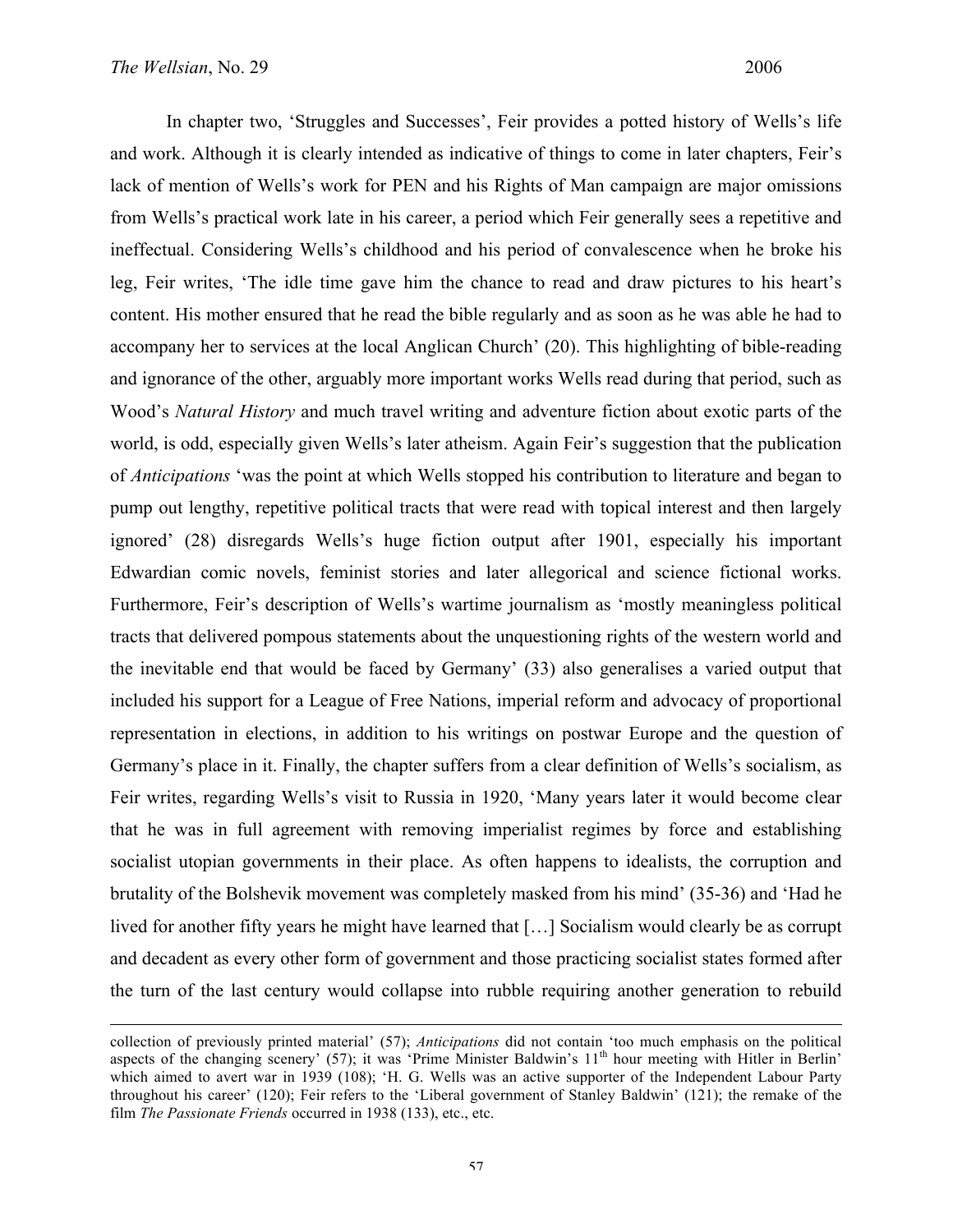In chapter two, 'Struggles and Successes', Feir provides a potted history of Wells's life and work. Although it is clearly intended as indicative of things to come in later chapters, Feir's lack of mention of Wells's work for PEN and his Rights of Man campaign are major omissions from Wells's practical work late in his career, a period which Feir generally sees a repetitive and ineffectual. Considering Wells's childhood and his period of convalescence when he broke his leg, Feir writes, 'The idle time gave him the chance to read and draw pictures to his heart's content. His mother ensured that he read the bible regularly and as soon as he was able he had to accompany her to services at the local Anglican Church' (20). This highlighting of bible-reading and ignorance of the other, arguably more important works Wells read during that period, such as Wood's *Natural History* and much travel writing and adventure fiction about exotic parts of the world, is odd, especially given Wells's later atheism. Again Feir's suggestion that the publication of *Anticipations* 'was the point at which Wells stopped his contribution to literature and began to pump out lengthy, repetitive political tracts that were read with topical interest and then largely ignored' (28) disregards Wells's huge fiction output after 1901, especially his important Edwardian comic novels, feminist stories and later allegorical and science fictional works. Furthermore, Feir's description of Wells's wartime journalism as 'mostly meaningless political tracts that delivered pompous statements about the unquestioning rights of the western world and the inevitable end that would be faced by Germany' (33) also generalises a varied output that included his support for a League of Free Nations, imperial reform and advocacy of proportional representation in elections, in addition to his writings on postwar Europe and the question of Germany's place in it. Finally, the chapter suffers from a clear definition of Wells's socialism, as Feir writes, regarding Wells's visit to Russia in 1920, 'Many years later it would become clear that he was in full agreement with removing imperialist regimes by force and establishing socialist utopian governments in their place. As often happens to idealists, the corruption and brutality of the Bolshevik movement was completely masked from his mind' (35-36) and 'Had he lived for another fifty years he might have learned that […] Socialism would clearly be as corrupt and decadent as every other form of government and those practicing socialist states formed after the turn of the last century would collapse into rubble requiring another generation to rebuild

---

collection of previously printed material' (57); *Anticipations* did not contain 'too much emphasis on the political aspects of the changing scenery' (57); it was 'Prime Minister Baldwin's 11th hour meeting with Hitler in Berlin' which aimed to avert war in 1939 (108); 'H. G. Wells was an active supporter of the Independent Labour Party throughout his career' (120); Feir refers to the 'Liberal government of Stanley Baldwin' (121); the remake of the film *The Passionate Friends* occurred in 1938 (133), etc., etc.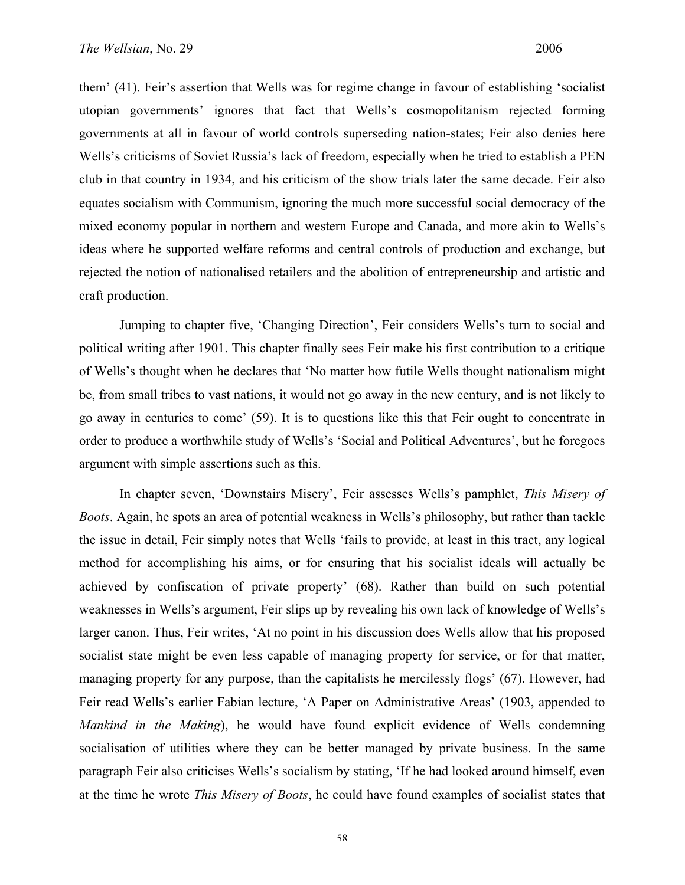them' (41). Feir's assertion that Wells was for regime change in favour of establishing 'socialist utopian governments' ignores that fact that Wells's cosmopolitanism rejected forming governments at all in favour of world controls superseding nation-states; Feir also denies here Wells's criticisms of Soviet Russia's lack of freedom, especially when he tried to establish a PEN club in that country in 1934, and his criticism of the show trials later the same decade. Feir also equates socialism with Communism, ignoring the much more successful social democracy of the mixed economy popular in northern and western Europe and Canada, and more akin to Wells's ideas where he supported welfare reforms and central controls of production and exchange, but rejected the notion of nationalised retailers and the abolition of entrepreneurship and artistic and craft production.

Jumping to chapter five, 'Changing Direction', Feir considers Wells's turn to social and political writing after 1901. This chapter finally sees Feir make his first contribution to a critique of Wells's thought when he declares that 'No matter how futile Wells thought nationalism might be, from small tribes to vast nations, it would not go away in the new century, and is not likely to go away in centuries to come' (59). It is to questions like this that Feir ought to concentrate in order to produce a worthwhile study of Wells's 'Social and Political Adventures', but he foregoes argument with simple assertions such as this.

In chapter seven, 'Downstairs Misery', Feir assesses Wells's pamphlet, *This Misery of Boots*. Again, he spots an area of potential weakness in Wells's philosophy, but rather than tackle the issue in detail, Feir simply notes that Wells 'fails to provide, at least in this tract, any logical method for accomplishing his aims, or for ensuring that his socialist ideals will actually be achieved by confiscation of private property' (68). Rather than build on such potential weaknesses in Wells's argument, Feir slips up by revealing his own lack of knowledge of Wells's larger canon. Thus, Feir writes, 'At no point in his discussion does Wells allow that his proposed socialist state might be even less capable of managing property for service, or for that matter, managing property for any purpose, than the capitalists he mercilessly flogs' (67). However, had Feir read Wells's earlier Fabian lecture, 'A Paper on Administrative Areas' (1903, appended to *Mankind in the Making*), he would have found explicit evidence of Wells condemning socialisation of utilities where they can be better managed by private business. In the same paragraph Feir also criticises Wells's socialism by stating, 'If he had looked around himself, even at the time he wrote *This Misery of Boots*, he could have found examples of socialist states that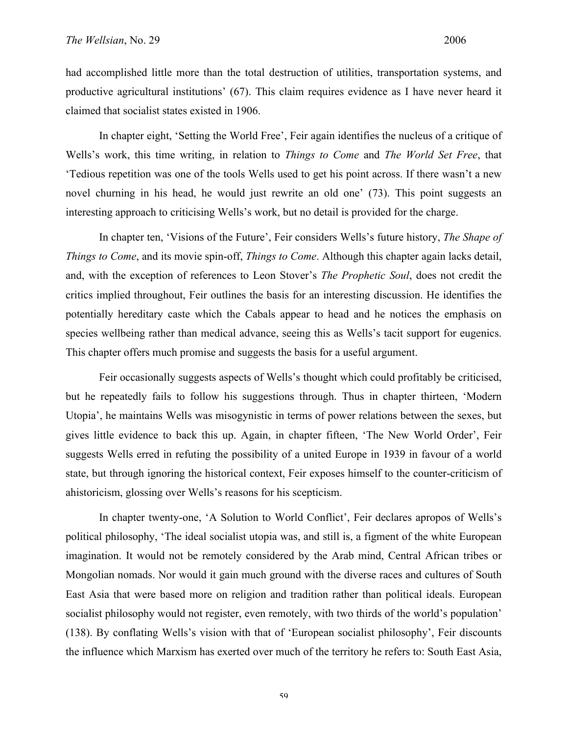had accomplished little more than the total destruction of utilities, transportation systems, and productive agricultural institutions' (67). This claim requires evidence as I have never heard it claimed that socialist states existed in 1906.

In chapter eight, 'Setting the World Free', Feir again identifies the nucleus of a critique of Wells's work, this time writing, in relation to *Things to Come* and *The World Set Free*, that 'Tedious repetition was one of the tools Wells used to get his point across. If there wasn't a new novel churning in his head, he would just rewrite an old one' (73). This point suggests an interesting approach to criticising Wells's work, but no detail is provided for the charge.

In chapter ten, 'Visions of the Future', Feir considers Wells's future history, *The Shape of Things to Come*, and its movie spin-off, *Things to Come*. Although this chapter again lacks detail, and, with the exception of references to Leon Stover's *The Prophetic Soul*, does not credit the critics implied throughout, Feir outlines the basis for an interesting discussion. He identifies the potentially hereditary caste which the Cabals appear to head and he notices the emphasis on species wellbeing rather than medical advance, seeing this as Wells's tacit support for eugenics. This chapter offers much promise and suggests the basis for a useful argument.

Feir occasionally suggests aspects of Wells's thought which could profitably be criticised, but he repeatedly fails to follow his suggestions through. Thus in chapter thirteen, 'Modern Utopia', he maintains Wells was misogynistic in terms of power relations between the sexes, but gives little evidence to back this up. Again, in chapter fifteen, 'The New World Order', Feir suggests Wells erred in refuting the possibility of a united Europe in 1939 in favour of a world state, but through ignoring the historical context, Feir exposes himself to the counter-criticism of ahistoricism, glossing over Wells's reasons for his scepticism.

In chapter twenty-one, 'A Solution to World Conflict', Feir declares apropos of Wells's political philosophy, 'The ideal socialist utopia was, and still is, a figment of the white European imagination. It would not be remotely considered by the Arab mind, Central African tribes or Mongolian nomads. Nor would it gain much ground with the diverse races and cultures of South East Asia that were based more on religion and tradition rather than political ideals. European socialist philosophy would not register, even remotely, with two thirds of the world's population' (138). By conflating Wells's vision with that of 'European socialist philosophy', Feir discounts the influence which Marxism has exerted over much of the territory he refers to: South East Asia,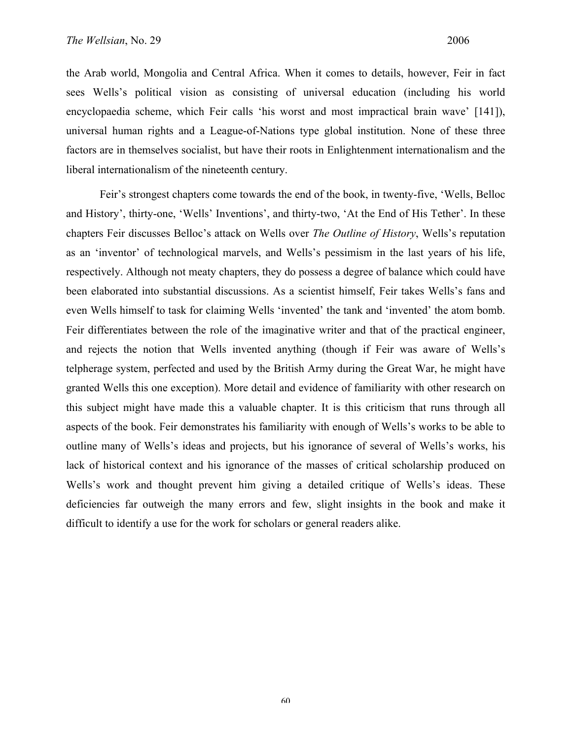the Arab world, Mongolia and Central Africa. When it comes to details, however, Feir in fact sees Wells's political vision as consisting of universal education (including his world encyclopaedia scheme, which Feir calls 'his worst and most impractical brain wave' [141]), universal human rights and a League-of-Nations type global institution. None of these three factors are in themselves socialist, but have their roots in Enlightenment internationalism and the liberal internationalism of the nineteenth century.

Feir's strongest chapters come towards the end of the book, in twenty-five, 'Wells, Belloc and History', thirty-one, 'Wells' Inventions', and thirty-two, 'At the End of His Tether'. In these chapters Feir discusses Belloc's attack on Wells over *The Outline of History*, Wells's reputation as an 'inventor' of technological marvels, and Wells's pessimism in the last years of his life, respectively. Although not meaty chapters, they do possess a degree of balance which could have been elaborated into substantial discussions. As a scientist himself, Feir takes Wells's fans and even Wells himself to task for claiming Wells 'invented' the tank and 'invented' the atom bomb. Feir differentiates between the role of the imaginative writer and that of the practical engineer, and rejects the notion that Wells invented anything (though if Feir was aware of Wells's telpherage system, perfected and used by the British Army during the Great War, he might have granted Wells this one exception). More detail and evidence of familiarity with other research on this subject might have made this a valuable chapter. It is this criticism that runs through all aspects of the book. Feir demonstrates his familiarity with enough of Wells's works to be able to outline many of Wells's ideas and projects, but his ignorance of several of Wells's works, his lack of historical context and his ignorance of the masses of critical scholarship produced on Wells's work and thought prevent him giving a detailed critique of Wells's ideas. These deficiencies far outweigh the many errors and few, slight insights in the book and make it difficult to identify a use for the work for scholars or general readers alike.